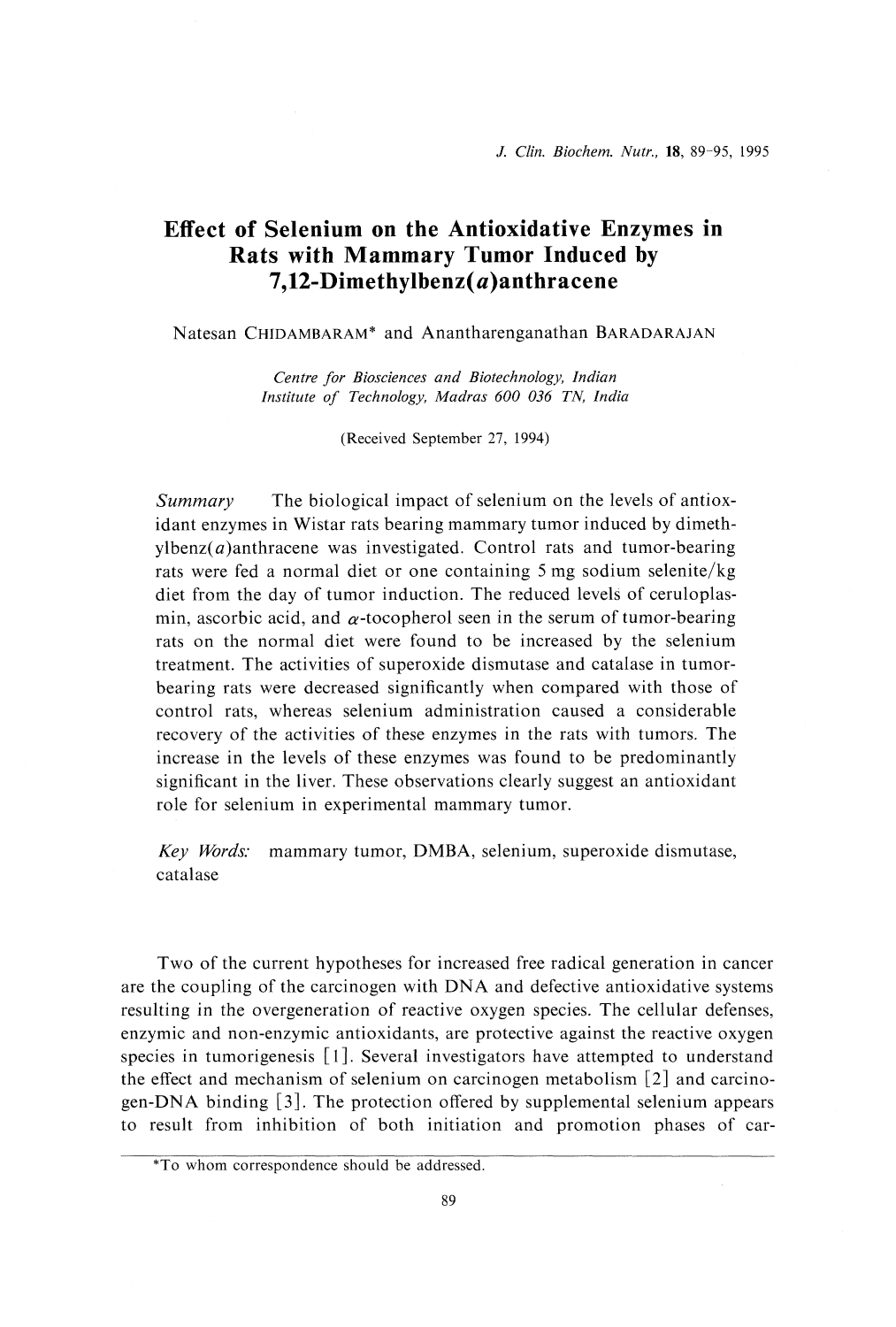# Effect of Selenium on the Antioxidative Enzymes in Rats with Mammary Tumor Induced by 7,12-Dimethylbenz(*a*)anthracene

Natesan CHIDAMBARAM* and Anantharenganathan BARADARAJAN

*Centre for Biosciences and Biotechnology, Indian Institute of Technology, Madras 600 036 TN, India*

(Received September 27, 1994)

*Summary* The biological impact of selenium on the levels of antioxidant enzymes in Wistar rats bearing mammary tumor induced by dimethylbenz(*a*)anthracene was investigated. Control rats and tumor-bearing rats were fed a normal diet or one containing 5 mg sodium selenite/kg diet from the day of tumor induction. The reduced levels of ceruloplasmin, ascorbic acid, and $\alpha$-tocopherol seen in the serum of tumor-bearing rats on the normal diet were found to be increased by the selenium treatment. The activities of superoxide dismutase and catalase in tumor-bearing rats were decreased significantly when compared with those of control rats, whereas selenium administration caused a considerable recovery of the activities of these enzymes in the rats with tumors. The increase in the levels of these enzymes was found to be predominantly significant in the liver. These observations clearly suggest an antioxidant role for selenium in experimental mammary tumor.

*Key Words:* mammary tumor, DMBA, selenium, superoxide dismutase, catalase

Two of the current hypotheses for increased free radical generation in cancer are the coupling of the carcinogen with DNA and defective antioxidative systems resulting in the overgeneration of reactive oxygen species. The cellular defenses, enzymic and non-enzymic antioxidants, are protective against the reactive oxygen species in tumorigenesis [1]. Several investigators have attempted to understand the effect and mechanism of selenium on carcinogen metabolism [2] and carcinogen-DNA binding [3]. The protection offered by supplemental selenium appears to result from inhibition of both initiation and promotion phases of car-

*To whom correspondence should be addressed.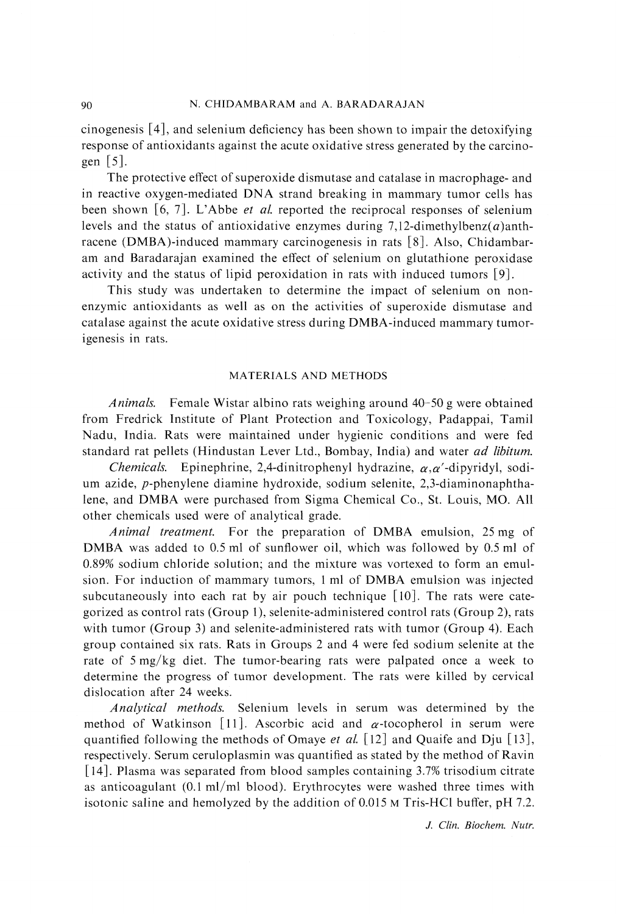cinogenesis [4], and selenium deficiency has been shown to impair the detoxifying response of antioxidants against the acute oxidative stress generated by the carcinogen [5].

The protective effect of superoxide dismutase and catalase in macrophage- and in reactive oxygen-mediated DNA strand breaking in mammary tumor cells has been shown [6, 7]. L'Abbe *et al.* reported the reciprocal responses of selenium levels and the status of antioxidative enzymes during 7,12-dimethylbenz(*a*)anthracene (DMBA)-induced mammary carcinogenesis in rats [8]. Also, Chidambaram and Baradarajan examined the effect of selenium on glutathione peroxidase activity and the status of lipid peroxidation in rats with induced tumors [9].

This study was undertaken to determine the impact of selenium on non-enzymic antioxidants as well as on the activities of superoxide dismutase and catalase against the acute oxidative stress during DMBA-induced mammary tumorigenesis in rats.

## MATERIALS AND METHODS

*Animals.* Female Wistar albino rats weighing around 40–50 g were obtained from Fredrick Institute of Plant Protection and Toxicology, Padappai, Tamil Nadu, India. Rats were maintained under hygienic conditions and were fed standard rat pellets (Hindustan Lever Ltd., Bombay, India) and water *ad libitum*.

*Chemicals.* Epinephrine, 2,4-dinitrophenyl hydrazine, $\alpha,\alpha'$-dipyridyl, sodium azide, *p*-phenylene diamine hydroxide, sodium selenite, 2,3-diaminonaphthalene, and DMBA were purchased from Sigma Chemical Co., St. Louis, MO. All other chemicals used were of analytical grade.

*Animal treatment.* For the preparation of DMBA emulsion, 25 mg of DMBA was added to 0.5 ml of sunflower oil, which was followed by 0.5 ml of 0.89% sodium chloride solution; and the mixture was vortexed to form an emulsion. For induction of mammary tumors, 1 ml of DMBA emulsion was injected subcutaneously into each rat by air pouch technique [10]. The rats were categorized as control rats (Group 1), selenite-administered control rats (Group 2), rats with tumor (Group 3) and selenite-administered rats with tumor (Group 4). Each group contained six rats. Rats in Groups 2 and 4 were fed sodium selenite at the rate of 5 mg/kg diet. The tumor-bearing rats were palpated once a week to determine the progress of tumor development. The rats were killed by cervical dislocation after 24 weeks.

*Analytical methods.* Selenium levels in serum was determined by the method of Watkinson [11]. Ascorbic acid and $\alpha$-tocopherol in serum were quantified following the methods of Omaye *et al.* [12] and Quaife and Dju [13], respectively. Serum ceruloplasmin was quantified as stated by the method of Ravin [14]. Plasma was separated from blood samples containing 3.7% trisodium citrate as anticoagulant (0.1 ml/ml blood). Erythrocytes were washed three times with isotonic saline and hemolyzed by the addition of 0.015 M Tris-HCl buffer, pH 7.2.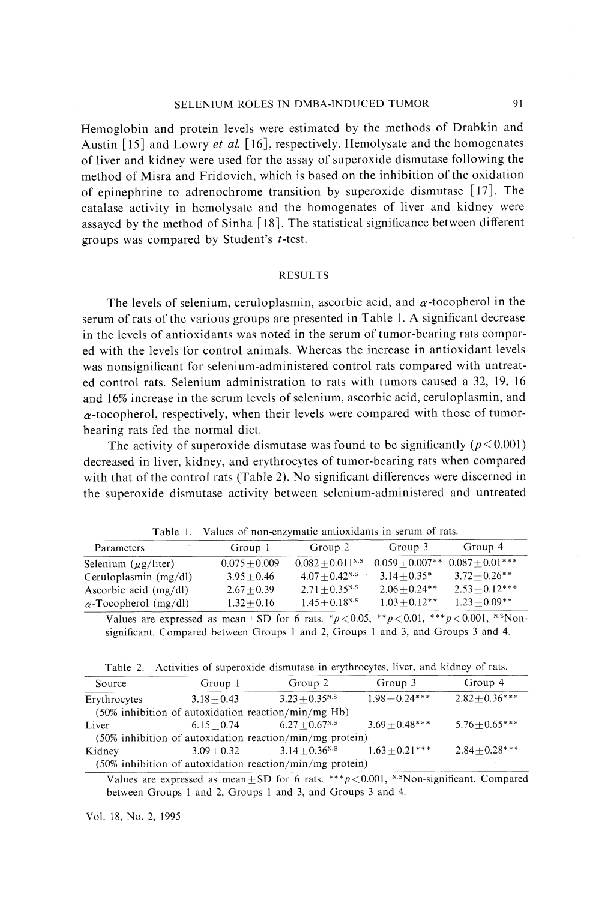Hemoglobin and protein levels were estimated by the methods of Drabkin and Austin [15] and Lowry *et al.* [16], respectively. Hemolysate and the homogenates of liver and kidney were used for the assay of superoxide dismutase following the method of Misra and Fridovich, which is based on the inhibition of the oxidation of epinephrine to adrenochrome transition by superoxide dismutase [17]. The catalase activity in hemolysate and the homogenates of liver and kidney were assayed by the method of Sinha [18]. The statistical significance between different groups was compared by Student's *t*-test.

## RESULTS

The levels of selenium, ceruloplasmin, ascorbic acid, and $\alpha$-tocopherol in the serum of rats of the various groups are presented in Table 1. A significant decrease in the levels of antioxidants was noted in the serum of tumor-bearing rats compared with the levels for control animals. Whereas the increase in antioxidant levels was nonsignificant for selenium-administered control rats compared with untreated control rats. Selenium administration to rats with tumors caused a 32, 19, 16 and 16% increase in the serum levels of selenium, ascorbic acid, ceruloplasmin, and $\alpha$-tocopherol, respectively, when their levels were compared with those of tumor-bearing rats fed the normal diet.

The activity of superoxide dismutase was found to be significantly ($p<0.001$) decreased in liver, kidney, and erythrocytes of tumor-bearing rats when compared with that of the control rats (Table 2). No significant differences were discerned in the superoxide dismutase activity between selenium-administered and untreated

Table 1. Values of non-enzymatic antioxidants in serum of rats.

| Parameters | Group 1 | Group 2 | Group 3 | Group 4 |
|---|---|---|---|---|
| Selenium ($\mu$g/liter) | $0.075 \pm 0.009$ | $0.082 \pm 0.011^{N.S}$ | $0.059 \pm 0.007^{**}$ | $0.087 \pm 0.01^{***}$ |
| Ceruloplasmin (mg/dl) | $3.95 \pm 0.46$ | $4.07 \pm 0.42^{N.S}$ | $3.14 \pm 0.35^{*}$ | $3.72 \pm 0.26^{**}$ |
| Ascorbic acid (mg/dl) | $2.67 \pm 0.39$ | $2.71 \pm 0.35^{N.S}$ | $2.06 \pm 0.24^{**}$ | $2.53 \pm 0.12^{***}$ |
| $\alpha$-Tocopherol (mg/dl) | $1.32 \pm 0.16$ | $1.45 \pm 0.18^{N.S}$ | $1.03 \pm 0.12^{**}$ | $1.23 \pm 0.09^{**}$ |

Values are expressed as mean ± SD for 6 rats. $^{*}p<0.05$, $^{**}p<0.01$, $^{***}p<0.001$, $^{N.S}$Non-significant. Compared between Groups 1 and 2, Groups 1 and 3, and Groups 3 and 4.

Table 2. Activities of superoxide dismutase in erythrocytes, liver, and kidney of rats.

| Source | Group 1 | Group 2 | Group 3 | Group 4 |
|---|---|---|---|---|
| Erythrocytes (50% inhibition of autoxidation reaction/min/mg Hb) | $3.18 \pm 0.43$ | $3.23 \pm 0.35^{N.S}$ | $1.98 \pm 0.24^{***}$ | $2.82 \pm 0.36^{***}$ |
| Liver (50% inhibition of autoxidation reaction/min/mg protein) | $6.15 \pm 0.74$ | $6.27 \pm 0.67^{N.S}$ | $3.69 \pm 0.48^{***}$ | $5.76 \pm 0.65^{***}$ |
| Kidney (50% inhibition of autoxidation reaction/min/mg protein) | $3.09 \pm 0.32$ | $3.14 \pm 0.36^{N.S}$ | $1.63 \pm 0.21^{***}$ | $2.84 \pm 0.28^{***}$ |

Values are expressed as mean ± SD for 6 rats. $^{***}p<0.001$, $^{N.S}$Non-significant. Compared between Groups 1 and 2, Groups 1 and 3, and Groups 3 and 4.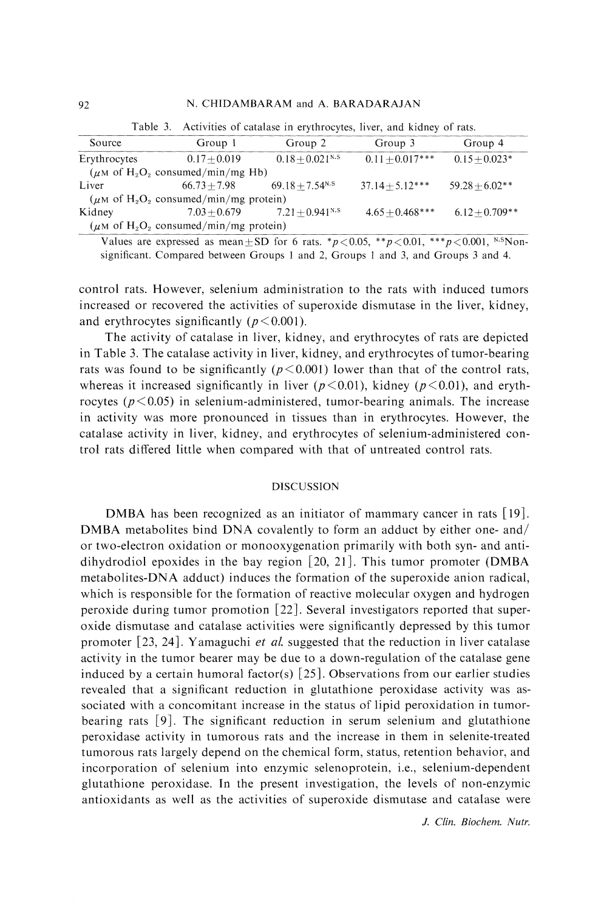Table 3. Activities of catalase in erythrocytes, liver, and kidney of rats.

| Source | Group 1 | Group 2 | Group 3 | Group 4 |
|---|---|---|---|---|
| Erythrocytes ($\mu$M of $H_2O_2$ consumed/min/mg Hb) | 0.17±0.019 | 0.18±0.021[N.S] | 0.11±0.017*** | 0.15±0.023* |
| Liver ($\mu$M of $H_2O_2$ consumed/min/mg protein) | 66.73±7.98 | 69.18±7.54[N.S] | 37.14±5.12*** | 59.28±6.02** |
| Kidney ($\mu$M of $H_2O_2$ consumed/min/mg protein) | 7.03±0.679 | 7.21±0.941[N.S] | 4.65±0.468*** | 6.12±0.709** |

Values are expressed as mean±SD for 6 rats. *$p<0.05$, **$p<0.01$, ***$p<0.001$, [N.S]Non-significant. Compared between Groups 1 and 2, Groups 1 and 3, and Groups 3 and 4.

control rats. However, selenium administration to the rats with induced tumors increased or recovered the activities of superoxide dismutase in the liver, kidney, and erythrocytes significantly ($p<0.001$).

The activity of catalase in liver, kidney, and erythrocytes of rats are depicted in Table 3. The catalase activity in liver, kidney, and erythrocytes of tumor-bearing rats was found to be significantly ($p<0.001$) lower than that of the control rats, whereas it increased significantly in liver ($p<0.01$), kidney ($p<0.01$), and erythrocytes ($p<0.05$) in selenium-administered, tumor-bearing animals. The increase in activity was more pronounced in tissues than in erythrocytes. However, the catalase activity in liver, kidney, and erythrocytes of selenium-administered control rats differed little when compared with that of untreated control rats.

## DISCUSSION

DMBA has been recognized as an initiator of mammary cancer in rats [19]. DMBA metabolites bind DNA covalently to form an adduct by either one- and/or two-electron oxidation or monooxygenation primarily with both syn- and anti-dihydrodiol epoxides in the bay region [20, 21]. This tumor promoter (DMBA metabolites-DNA adduct) induces the formation of the superoxide anion radical, which is responsible for the formation of reactive molecular oxygen and hydrogen peroxide during tumor promotion [22]. Several investigators reported that superoxide dismutase and catalase activities were significantly depressed by this tumor promoter [23, 24]. Yamaguchi *et al.* suggested that the reduction in liver catalase activity in the tumor bearer may be due to a down-regulation of the catalase gene induced by a certain humoral factor(s) [25]. Observations from our earlier studies revealed that a significant reduction in glutathione peroxidase activity was associated with a concomitant increase in the status of lipid peroxidation in tumor-bearing rats [9]. The significant reduction in serum selenium and glutathione peroxidase activity in tumorous rats and the increase in them in selenite-treated tumorous rats largely depend on the chemical form, status, retention behavior, and incorporation of selenium into enzymic selenoprotein, i.e., selenium-dependent glutathione peroxidase. In the present investigation, the levels of non-enzymic antioxidants as well as the activities of superoxide dismutase and catalase were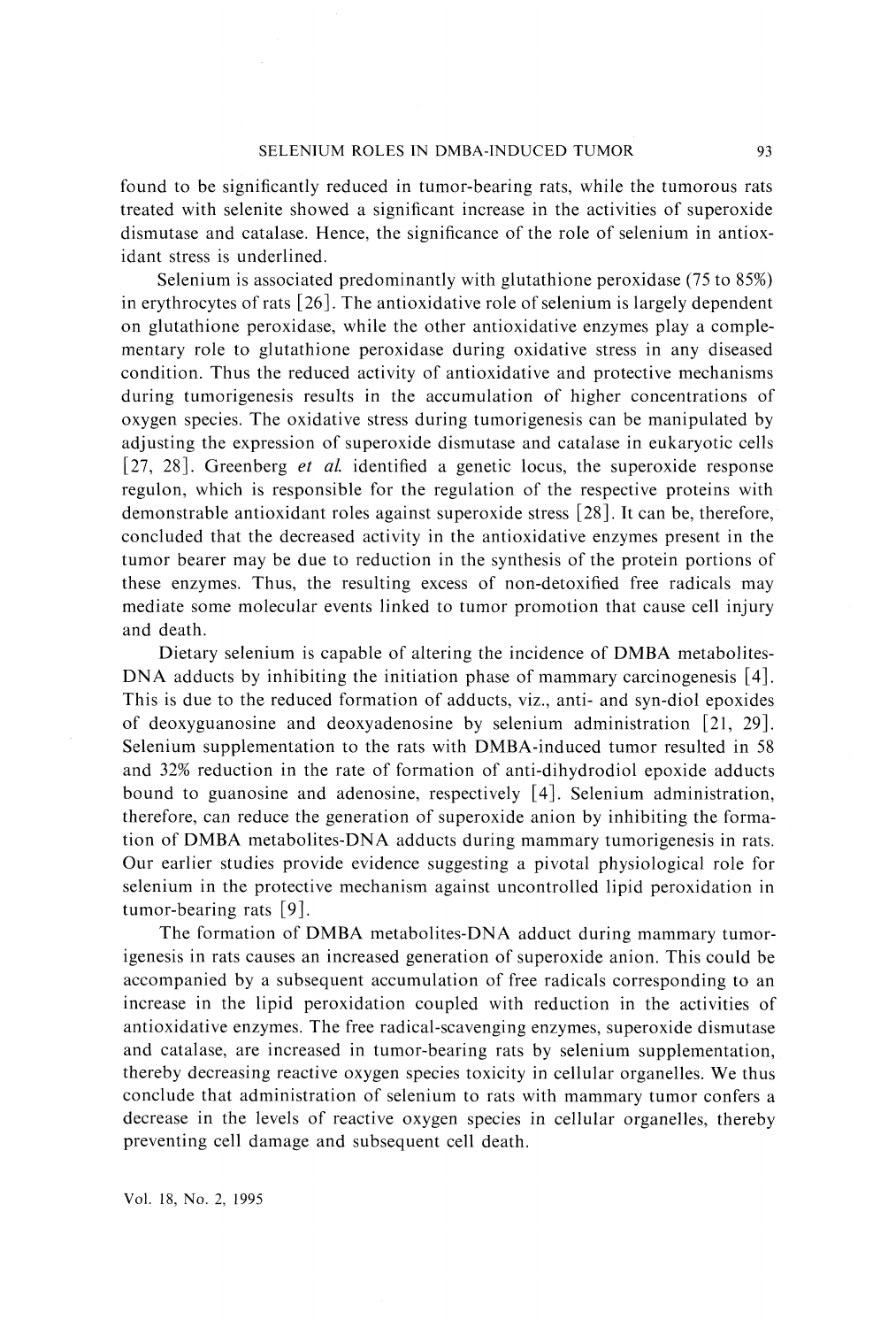found to be significantly reduced in tumor-bearing rats, while the tumorous rats treated with selenite showed a significant increase in the activities of superoxide dismutase and catalase. Hence, the significance of the role of selenium in antioxidant stress is underlined.

Selenium is associated predominantly with glutathione peroxidase (75 to 85%) in erythrocytes of rats [26]. The antioxidative role of selenium is largely dependent on glutathione peroxidase, while the other antioxidative enzymes play a complementary role to glutathione peroxidase during oxidative stress in any diseased condition. Thus the reduced activity of antioxidative and protective mechanisms during tumorigenesis results in the accumulation of higher concentrations of oxygen species. The oxidative stress during tumorigenesis can be manipulated by adjusting the expression of superoxide dismutase and catalase in eukaryotic cells [27, 28]. Greenberg *et al.* identified a genetic locus, the superoxide response regulon, which is responsible for the regulation of the respective proteins with demonstrable antioxidant roles against superoxide stress [28]. It can be, therefore, concluded that the decreased activity in the antioxidative enzymes present in the tumor bearer may be due to reduction in the synthesis of the protein portions of these enzymes. Thus, the resulting excess of non-detoxified free radicals may mediate some molecular events linked to tumor promotion that cause cell injury and death.

Dietary selenium is capable of altering the incidence of DMBA metabolites-DNA adducts by inhibiting the initiation phase of mammary carcinogenesis [4]. This is due to the reduced formation of adducts, viz., anti- and syn-diol epoxides of deoxyguanosine and deoxyadenosine by selenium administration [21, 29]. Selenium supplementation to the rats with DMBA-induced tumor resulted in 58 and 32% reduction in the rate of formation of anti-dihydrodiol epoxide adducts bound to guanosine and adenosine, respectively [4]. Selenium administration, therefore, can reduce the generation of superoxide anion by inhibiting the formation of DMBA metabolites-DNA adducts during mammary tumorigenesis in rats. Our earlier studies provide evidence suggesting a pivotal physiological role for selenium in the protective mechanism against uncontrolled lipid peroxidation in tumor-bearing rats [9].

The formation of DMBA metabolites-DNA adduct during mammary tumorigenesis in rats causes an increased generation of superoxide anion. This could be accompanied by a subsequent accumulation of free radicals corresponding to an increase in the lipid peroxidation coupled with reduction in the activities of antioxidative enzymes. The free radical-scavenging enzymes, superoxide dismutase and catalase, are increased in tumor-bearing rats by selenium supplementation, thereby decreasing reactive oxygen species toxicity in cellular organelles. We thus conclude that administration of selenium to rats with mammary tumor confers a decrease in the levels of reactive oxygen species in cellular organelles, thereby preventing cell damage and subsequent cell death.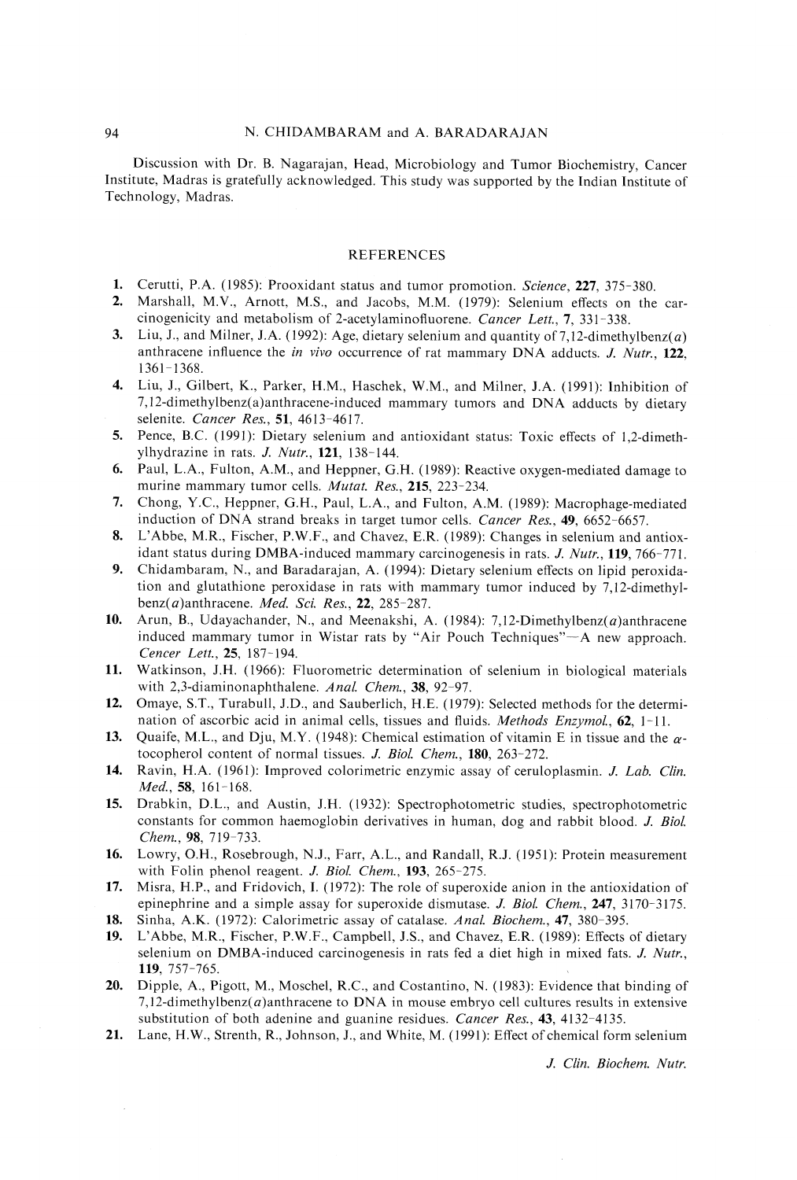Discussion with Dr. B. Nagarajan, Head, Microbiology and Tumor Biochemistry, Cancer Institute, Madras is gratefully acknowledged. This study was supported by the Indian Institute of Technology, Madras.

## REFERENCES

1. Cerutti, P.A. (1985): Prooxidant status and tumor promotion. *Science*, **227**, 375–380.
2. Marshall, M.V., Arnott, M.S., and Jacobs, M.M. (1979): Selenium effects on the carcinogenicity and metabolism of 2-acetylaminofluorene. *Cancer Lett.*, **7**, 331–338.
3. Liu, J., and Milner, J.A. (1992): Age, dietary selenium and quantity of 7,12-dimethylbenz(*a*) anthracene influence the *in vivo* occurrence of rat mammary DNA adducts. *J. Nutr.*, **122**, 1361–1368.
4. Liu, J., Gilbert, K., Parker, H.M., Haschek, W.M., and Milner, J.A. (1991): Inhibition of 7,12-dimethylbenz(a)anthracene-induced mammary tumors and DNA adducts by dietary selenite. *Cancer Res.*, **51**, 4613–4617.
5. Pence, B.C. (1991): Dietary selenium and antioxidant status: Toxic effects of 1,2-dimethylhydrazine in rats. *J. Nutr.*, **121**, 138–144.
6. Paul, L.A., Fulton, A.M., and Heppner, G.H. (1989): Reactive oxygen-mediated damage to murine mammary tumor cells. *Mutat. Res.*, **215**, 223–234.
7. Chong, Y.C., Heppner, G.H., Paul, L.A., and Fulton, A.M. (1989): Macrophage-mediated induction of DNA strand breaks in target tumor cells. *Cancer Res.*, **49**, 6652–6657.
8. L'Abbe, M.R., Fischer, P.W.F., and Chavez, E.R. (1989): Changes in selenium and antioxidant status during DMBA-induced mammary carcinogenesis in rats. *J. Nutr.*, **119**, 766–771.
9. Chidambaram, N., and Baradarajan, A. (1994): Dietary selenium effects on lipid peroxidation and glutathione peroxidase in rats with mammary tumor induced by 7,12-dimethylbenz(*a*)anthracene. *Med. Sci. Res.*, **22**, 285–287.
10. Arun, B., Udayachander, N., and Meenakshi, A. (1984): 7,12-Dimethylbenz(*a*)anthracene induced mammary tumor in Wistar rats by "Air Pouch Techniques"—A new approach. *Cencer Lett.*, **25**, 187–194.
11. Watkinson, J.H. (1966): Fluorometric determination of selenium in biological materials with 2,3-diaminonaphthalene. *Anal. Chem.*, **38**, 92–97.
12. Omaye, S.T., Turabull, J.D., and Sauberlich, H.E. (1979): Selected methods for the determination of ascorbic acid in animal cells, tissues and fluids. *Methods Enzymol.*, **62**, 1–11.
13. Quaife, M.L., and Dju, M.Y. (1948): Chemical estimation of vitamin E in tissue and the $\alpha$-tocopherol content of normal tissues. *J. Biol. Chem.*, **180**, 263–272.
14. Ravin, H.A. (1961): Improved colorimetric enzymic assay of ceruloplasmin. *J. Lab. Clin. Med.*, **58**, 161–168.
15. Drabkin, D.L., and Austin, J.H. (1932): Spectrophotometric studies, spectrophotometric constants for common haemoglobin derivatives in human, dog and rabbit blood. *J. Biol. Chem.*, **98**, 719–733.
16. Lowry, O.H., Rosebrough, N.J., Farr, A.L., and Randall, R.J. (1951): Protein measurement with Folin phenol reagent. *J. Biol. Chem.*, **193**, 265–275.
17. Misra, H.P., and Fridovich, I. (1972): The role of superoxide anion in the antioxidation of epinephrine and a simple assay for superoxide dismutase. *J. Biol. Chem.*, **247**, 3170–3175.
18. Sinha, A.K. (1972): Calorimetric assay of catalase. *Anal. Biochem.*, **47**, 380–395.
19. L'Abbe, M.R., Fischer, P.W.F., Campbell, J.S., and Chavez, E.R. (1989): Effects of dietary selenium on DMBA-induced carcinogenesis in rats fed a diet high in mixed fats. *J. Nutr.*, **119**, 757–765.
20. Dipple, A., Pigott, M., Moschel, R.C., and Costantino, N. (1983): Evidence that binding of 7,12-dimethylbenz(*a*)anthracene to DNA in mouse embryo cell cultures results in extensive substitution of both adenine and guanine residues. *Cancer Res.*, **43**, 4132–4135.
21. Lane, H.W., Strenth, R., Johnson, J., and White, M. (1991): Effect of chemical form selenium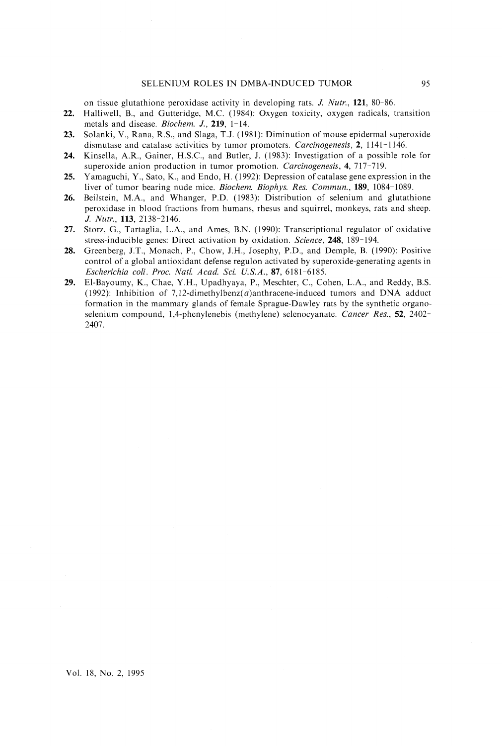on tissue glutathione peroxidase activity in developing rats. *J. Nutr.*, **121**, 80–86.

22. Halliwell, B., and Gutteridge, M.C. (1984): Oxygen toxicity, oxygen radicals, transition metals and disease. *Biochem. J.*, **219**, 1–14.
23. Solanki, V., Rana, R.S., and Slaga, T.J. (1981): Diminution of mouse epidermal superoxide dismutase and catalase activities by tumor promoters. *Carcinogenesis*, **2**, 1141–1146.
24. Kinsella, A.R., Gainer, H.S.C., and Butler, J. (1983): Investigation of a possible role for superoxide anion production in tumor promotion. *Carcinogenesis*, **4**, 717–719.
25. Yamaguchi, Y., Sato, K., and Endo, H. (1992): Depression of catalase gene expression in the liver of tumor bearing nude mice. *Biochem. Biophys. Res. Commun.*, **189**, 1084–1089.
26. Beilstein, M.A., and Whanger, P.D. (1983): Distribution of selenium and glutathione peroxidase in blood fractions from humans, rhesus and squirrel, monkeys, rats and sheep. *J. Nutr.*, **113**, 2138–2146.
27. Storz, G., Tartaglia, L.A., and Ames, B.N. (1990): Transcriptional regulator of oxidative stress-inducible genes: Direct activation by oxidation. *Science*, **248**, 189–194.
28. Greenberg, J.T., Monach, P., Chow, J.H., Josephy, P.D., and Demple, B. (1990): Positive control of a global antioxidant defense regulon activated by superoxide-generating agents in *Escherichia coli*. *Proc. Natl. Acad. Sci. U.S.A.*, **87**, 6181–6185.
29. El-Bayoumy, K., Chae, Y.H., Upadhyaya, P., Meschter, C., Cohen, L.A., and Reddy, B.S. (1992): Inhibition of 7,12-dimethylbenz(*a*)anthracene-induced tumors and DNA adduct formation in the mammary glands of female Sprague-Dawley rats by the synthetic organoselenium compound, 1,4-phenylenebis (methylene) selenocyanate. *Cancer Res.*, **52**, 2402–2407.